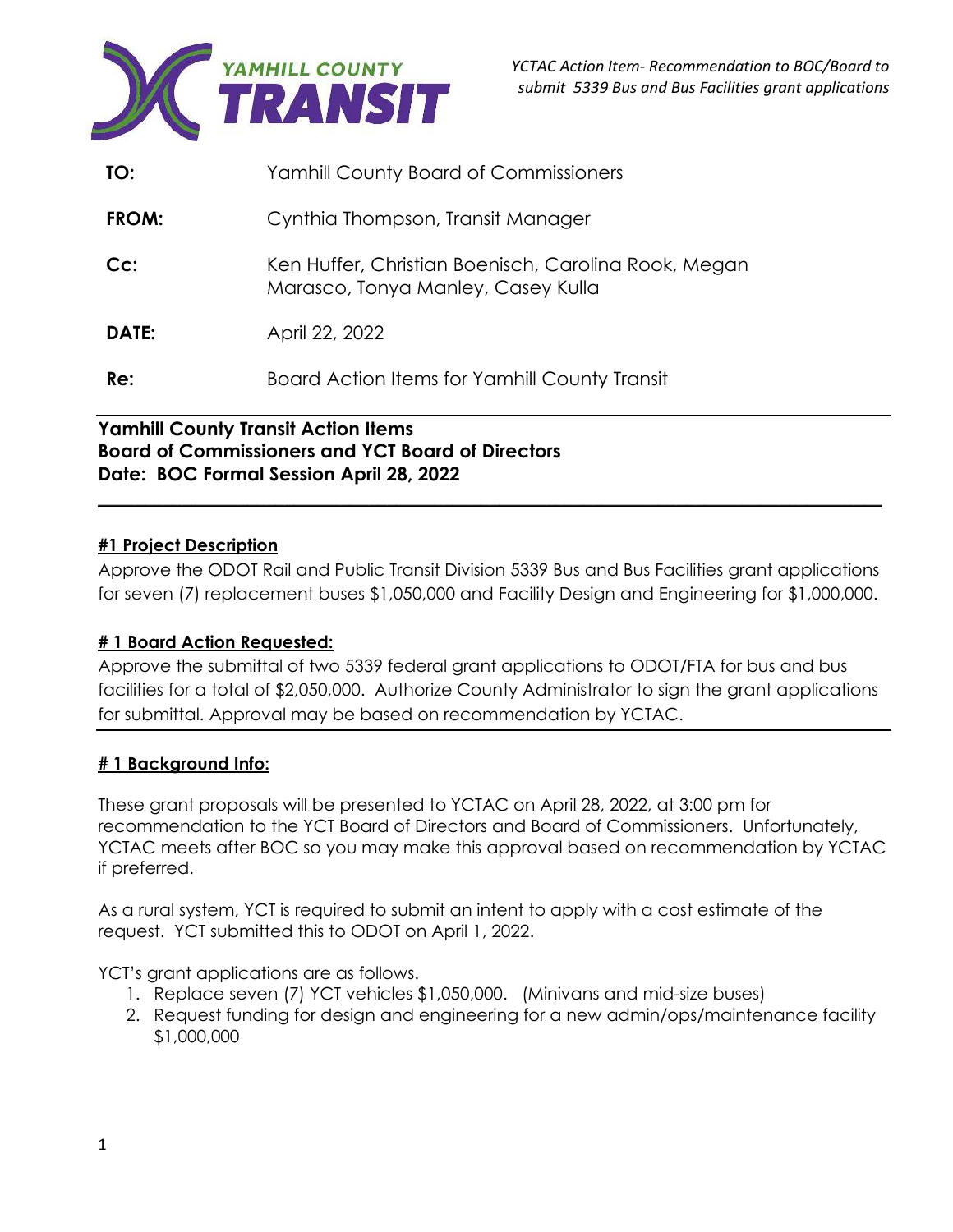YAMHILL COUNTY TRANSIT

*YCTAC Action Item- Recommendation to BOC/Board to submit 5339 Bus and Bus Facilities grant applications*

| | |
|---|---|
| **TO:** | Yamhill County Board of Commissioners |
| **FROM:** | Cynthia Thompson, Transit Manager |
| **Cc:** | Ken Huffer, Christian Boenisch, Carolina Rook, Megan Marasco, Tonya Manley, Casey Kulla |
| **DATE:** | April 22, 2022 |
| **Re:** | Board Action Items for Yamhill County Transit |

**Yamhill County Transit Action Items**
**Board of Commissioners and YCT Board of Directors**
**Date: BOC Formal Session April 28, 2022**

## #1 Project Description

Approve the ODOT Rail and Public Transit Division 5339 Bus and Bus Facilities grant applications for seven (7) replacement buses $1,050,000 and Facility Design and Engineering for $1,000,000.

## # 1 Board Action Requested:

Approve the submittal of two 5339 federal grant applications to ODOT/FTA for bus and bus facilities for a total of $2,050,000. Authorize County Administrator to sign the grant applications for submittal. Approval may be based on recommendation by YCTAC.

## # 1 Background Info:

These grant proposals will be presented to YCTAC on April 28, 2022, at 3:00 pm for recommendation to the YCT Board of Directors and Board of Commissioners. Unfortunately, YCTAC meets after BOC so you may make this approval based on recommendation by YCTAC if preferred.

As a rural system, YCT is required to submit an intent to apply with a cost estimate of the request. YCT submitted this to ODOT on April 1, 2022.

YCT's grant applications are as follows.

1. Replace seven (7) YCT vehicles $1,050,000. (Minivans and mid-size buses)
2. Request funding for design and engineering for a new admin/ops/maintenance facility $1,000,000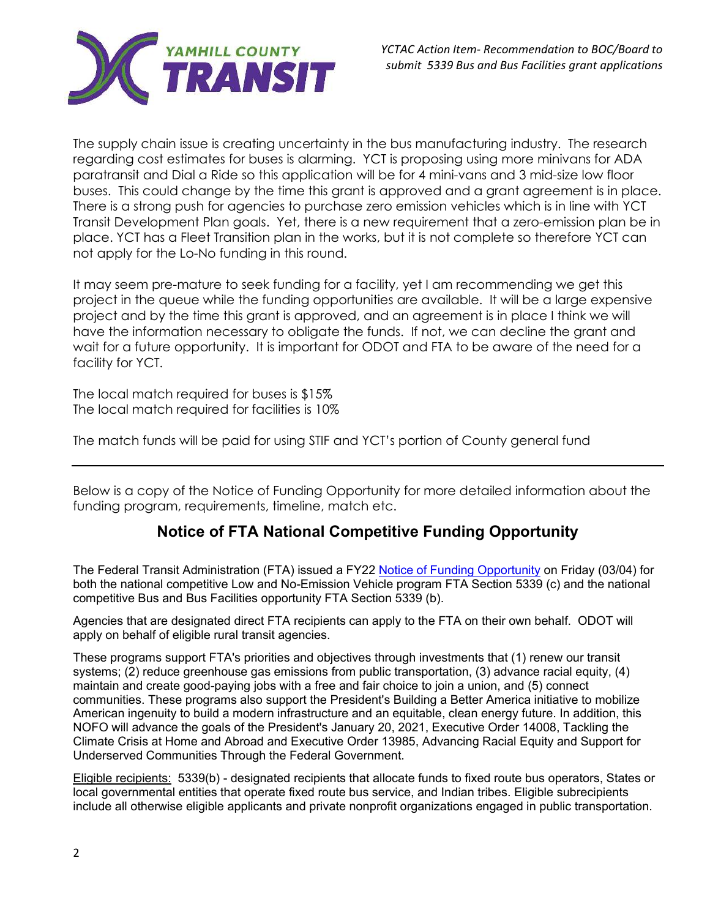*YCTAC Action Item- Recommendation to BOC/Board to submit 5339 Bus and Bus Facilities grant applications*

The supply chain issue is creating uncertainty in the bus manufacturing industry. The research regarding cost estimates for buses is alarming. YCT is proposing using more minivans for ADA paratransit and Dial a Ride so this application will be for 4 mini-vans and 3 mid-size low floor buses. This could change by the time this grant is approved and a grant agreement is in place. There is a strong push for agencies to purchase zero emission vehicles which is in line with YCT Transit Development Plan goals. Yet, there is a new requirement that a zero-emission plan be in place. YCT has a Fleet Transition plan in the works, but it is not complete so therefore YCT can not apply for the Lo-No funding in this round.

It may seem pre-mature to seek funding for a facility, yet I am recommending we get this project in the queue while the funding opportunities are available. It will be a large expensive project and by the time this grant is approved, and an agreement is in place I think we will have the information necessary to obligate the funds. If not, we can decline the grant and wait for a future opportunity. It is important for ODOT and FTA to be aware of the need for a facility for YCT.

The local match required for buses is $15%
The local match required for facilities is 10%

The match funds will be paid for using STIF and YCT's portion of County general fund

---

Below is a copy of the Notice of Funding Opportunity for more detailed information about the funding program, requirements, timeline, match etc.

## Notice of FTA National Competitive Funding Opportunity

The Federal Transit Administration (FTA) issued a FY22 Notice of Funding Opportunity on Friday (03/04) for both the national competitive Low and No-Emission Vehicle program FTA Section 5339 (c) and the national competitive Bus and Bus Facilities opportunity FTA Section 5339 (b).

Agencies that are designated direct FTA recipients can apply to the FTA on their own behalf. ODOT will apply on behalf of eligible rural transit agencies.

These programs support FTA's priorities and objectives through investments that (1) renew our transit systems; (2) reduce greenhouse gas emissions from public transportation, (3) advance racial equity, (4) maintain and create good-paying jobs with a free and fair choice to join a union, and (5) connect communities. These programs also support the President's Building a Better America initiative to mobilize American ingenuity to build a modern infrastructure and an equitable, clean energy future. In addition, this NOFO will advance the goals of the President's January 20, 2021, Executive Order 14008, Tackling the Climate Crisis at Home and Abroad and Executive Order 13985, Advancing Racial Equity and Support for Underserved Communities Through the Federal Government.

Eligible recipients: 5339(b) - designated recipients that allocate funds to fixed route bus operators, States or local governmental entities that operate fixed route bus service, and Indian tribes. Eligible subrecipients include all otherwise eligible applicants and private nonprofit organizations engaged in public transportation.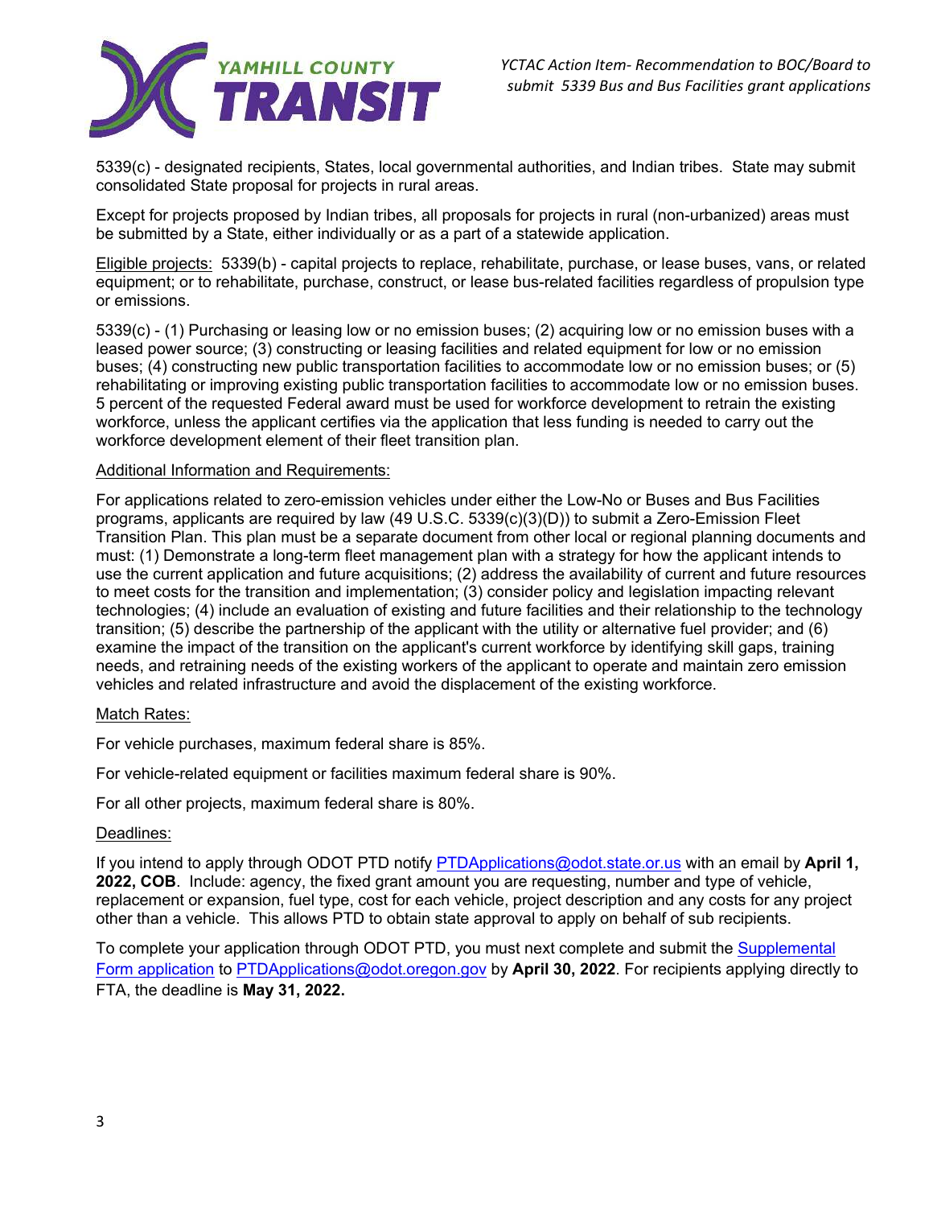5339(c) - designated recipients, States, local governmental authorities, and Indian tribes. State may submit consolidated State proposal for projects in rural areas.

Except for projects proposed by Indian tribes, all proposals for projects in rural (non-urbanized) areas must be submitted by a State, either individually or as a part of a statewide application.

<u>Eligible projects:</u> 5339(b) - capital projects to replace, rehabilitate, purchase, or lease buses, vans, or related equipment; or to rehabilitate, purchase, construct, or lease bus-related facilities regardless of propulsion type or emissions.

5339(c) - (1) Purchasing or leasing low or no emission buses; (2) acquiring low or no emission buses with a leased power source; (3) constructing or leasing facilities and related equipment for low or no emission buses; (4) constructing new public transportation facilities to accommodate low or no emission buses; or (5) rehabilitating or improving existing public transportation facilities to accommodate low or no emission buses. 5 percent of the requested Federal award must be used for workforce development to retrain the existing workforce, unless the applicant certifies via the application that less funding is needed to carry out the workforce development element of their fleet transition plan.

<u>Additional Information and Requirements:</u>

For applications related to zero-emission vehicles under either the Low-No or Buses and Bus Facilities programs, applicants are required by law (49 U.S.C. 5339(c)(3)(D)) to submit a Zero-Emission Fleet Transition Plan. This plan must be a separate document from other local or regional planning documents and must: (1) Demonstrate a long-term fleet management plan with a strategy for how the applicant intends to use the current application and future acquisitions; (2) address the availability of current and future resources to meet costs for the transition and implementation; (3) consider policy and legislation impacting relevant technologies; (4) include an evaluation of existing and future facilities and their relationship to the technology transition; (5) describe the partnership of the applicant with the utility or alternative fuel provider; and (6) examine the impact of the transition on the applicant's current workforce by identifying skill gaps, training needs, and retraining needs of the existing workers of the applicant to operate and maintain zero emission vehicles and related infrastructure and avoid the displacement of the existing workforce.

<u>Match Rates:</u>

For vehicle purchases, maximum federal share is 85%.

For vehicle-related equipment or facilities maximum federal share is 90%.

For all other projects, maximum federal share is 80%.

<u>Deadlines:</u>

If you intend to apply through ODOT PTD notify PTDApplications@odot.state.or.us with an email by **April 1, 2022, COB**. Include: agency, the fixed grant amount you are requesting, number and type of vehicle, replacement or expansion, fuel type, cost for each vehicle, project description and any costs for any project other than a vehicle. This allows PTD to obtain state approval to apply on behalf of sub recipients.

To complete your application through ODOT PTD, you must next complete and submit the Supplemental Form application to PTDApplications@odot.oregon.gov by **April 30, 2022**. For recipients applying directly to FTA, the deadline is **May 31, 2022.**